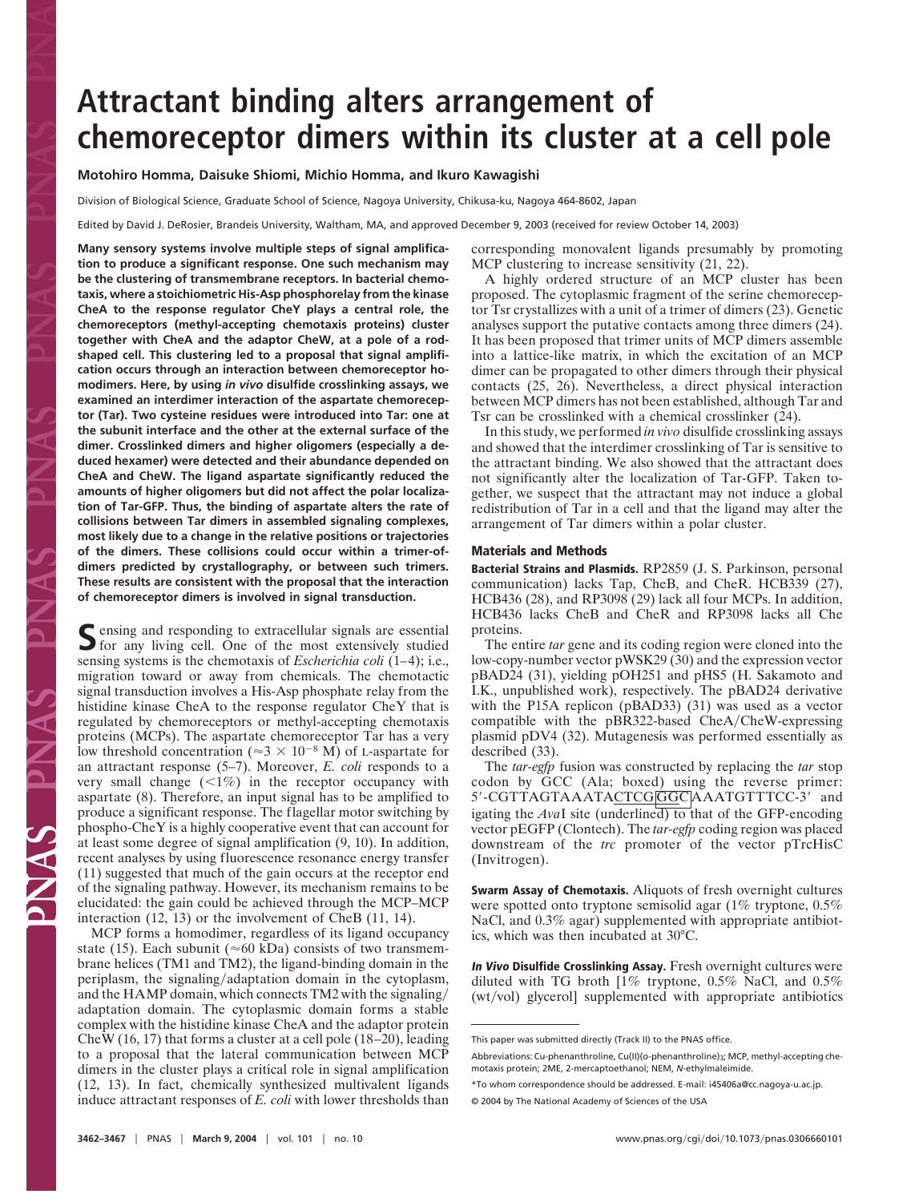# Attractant binding alters arrangement of chemoreceptor dimers within its cluster at a cell pole

**Motohiro Homma, Daisuke Shiomi, Michio Homma, and Ikuro Kawagishi**

Division of Biological Science, Graduate School of Science, Nagoya University, Chikusa-ku, Nagoya 464-8602, Japan

Edited by David J. DeRosier, Brandeis University, Waltham, MA, and approved December 9, 2003 (received for review October 14, 2003)

**Many sensory systems involve multiple steps of signal amplification to produce a significant response. One such mechanism may be the clustering of transmembrane receptors. In bacterial chemotaxis, where a stoichiometric His-Asp phosphorelay from the kinase CheA to the response regulator CheY plays a central role, the chemoreceptors (methyl-accepting chemotaxis proteins) cluster together with CheA and the adaptor CheW, at a pole of a rod-shaped cell. This clustering led to a proposal that signal amplification occurs through an interaction between chemoreceptor homodimers. Here, by using *in vivo* disulfide crosslinking assays, we examined an interdimer interaction of the aspartate chemoreceptor (Tar). Two cysteine residues were introduced into Tar: one at the subunit interface and the other at the external surface of the dimer. Crosslinked dimers and higher oligomers (especially a deduced hexamer) were detected and their abundance depended on CheA and CheW. The ligand aspartate significantly reduced the amounts of higher oligomers but did not affect the polar localization of Tar-GFP. Thus, the binding of aspartate alters the rate of collisions between Tar dimers in assembled signaling complexes, most likely due to a change in the relative positions or trajectories of the dimers. These collisions could occur within a trimer-of-dimers predicted by crystallography, or between such trimers. These results are consistent with the proposal that the interaction of chemoreceptor dimers is involved in signal transduction.**

Sensing and responding to extracellular signals are essential for any living cell. One of the most extensively studied sensing systems is the chemotaxis of *Escherichia coli* (1–4); i.e., migration toward or away from chemicals. The chemotactic signal transduction involves a His-Asp phosphate relay from the histidine kinase CheA to the response regulator CheY that is regulated by chemoreceptors or methyl-accepting chemotaxis proteins (MCPs). The aspartate chemoreceptor Tar has a very low threshold concentration ($\approx 3 \times 10^{-8}$ M) of L-aspartate for an attractant response (5–7). Moreover, *E. coli* responds to a very small change (<1%) in the receptor occupancy with aspartate (8). Therefore, an input signal has to be amplified to produce a significant response. The flagellar motor switching by phospho-CheY is a highly cooperative event that can account for at least some degree of signal amplification (9, 10). In addition, recent analyses by using fluorescence resonance energy transfer (11) suggested that much of the gain occurs at the receptor end of the signaling pathway. However, its mechanism remains to be elucidated: the gain could be achieved through the MCP–MCP interaction (12, 13) or the involvement of CheB (11, 14).

MCP forms a homodimer, regardless of its ligand occupancy state (15). Each subunit (≈60 kDa) consists of two transmembrane helices (TM1 and TM2), the ligand-binding domain in the periplasm, the signaling/adaptation domain in the cytoplasm, and the HAMP domain, which connects TM2 with the signaling/adaptation domain. The cytoplasmic domain forms a stable complex with the histidine kinase CheA and the adaptor protein CheW (16, 17) that forms a cluster at a cell pole (18–20), leading to a proposal that the lateral communication between MCP dimers in the cluster plays a critical role in signal amplification (12, 13). In fact, chemically synthesized multivalent ligands induce attractant responses of *E. coli* with lower thresholds than corresponding monovalent ligands presumably by promoting MCP clustering to increase sensitivity (21, 22).

A highly ordered structure of an MCP cluster has been proposed. The cytoplasmic fragment of the serine chemoreceptor Tsr crystallizes with a unit of a trimer of dimers (23). Genetic analyses support the putative contacts among three dimers (24). It has been proposed that trimer units of MCP dimers assemble into a lattice-like matrix, in which the excitation of an MCP dimer can be propagated to other dimers through their physical contacts (25, 26). Nevertheless, a direct physical interaction between MCP dimers has not been established, although Tar and Tsr can be crosslinked with a chemical crosslinker (24).

In this study, we performed *in vivo* disulfide crosslinking assays and showed that the interdimer crosslinking of Tar is sensitive to the attractant binding. We also showed that the attractant does not significantly alter the localization of Tar-GFP. Taken together, we suspect that the attractant may not induce a global redistribution of Tar in a cell and that the ligand may alter the arrangement of Tar dimers within a polar cluster.

## Materials and Methods

**Bacterial Strains and Plasmids.** RP2859 (J. S. Parkinson, personal communication) lacks Tap, CheB, and CheR. HCB339 (27), HCB436 (28), and RP3098 (29) lack all four MCPs. In addition, HCB436 lacks CheB and CheR and RP3098 lacks all Che proteins.

The entire *tar* gene and its coding region were cloned into the low-copy-number vector pWSK29 (30) and the expression vector pBAD24 (31), yielding pOH251 and pHS5 (H. Sakamoto and I.K., unpublished work), respectively. The pBAD24 derivative with the P15A replicon (pBAD33) (31) was used as a vector compatible with the pBR322-based CheA/CheW-expressing plasmid pDV4 (32). Mutagenesis was performed essentially as described (33).

The *tar-egfp* fusion was constructed by replacing the *tar* stop codon by GCC (Ala; boxed) using the reverse primer: 5′-CGTTAGTAAATACTCGGGCAAATGTTTCC-3′ and ligating the *Ava*I site (underlined) to that of the GFP-encoding vector pEGFP (Clontech). The *tar-egfp* coding region was placed downstream of the *trc* promoter of the vector pTrcHisC (Invitrogen).

**Swarm Assay of Chemotaxis.** Aliquots of fresh overnight cultures were spotted onto tryptone semisolid agar (1% tryptone, 0.5% NaCl, and 0.3% agar) supplemented with appropriate antibiotics, which was then incubated at 30°C.

***In Vivo* Disulfide Crosslinking Assay.** Fresh overnight cultures were diluted with TG broth [1% tryptone, 0.5% NaCl, and 0.5% (wt/vol) glycerol] supplemented with appropriate antibiotics

---

This paper was submitted directly (Track II) to the PNAS office.

Abbreviations: Cu-phenanthroline, Cu(II)(o-phenanthroline)$_3$; MCP, methyl-accepting chemotaxis protein; 2ME, 2-mercaptoethanol; NEM, N-ethylmaleimide.

*To whom correspondence should be addressed. E-mail: i45406a@cc.nagoya-u.ac.jp.

© 2004 by The National Academy of Sciences of the USA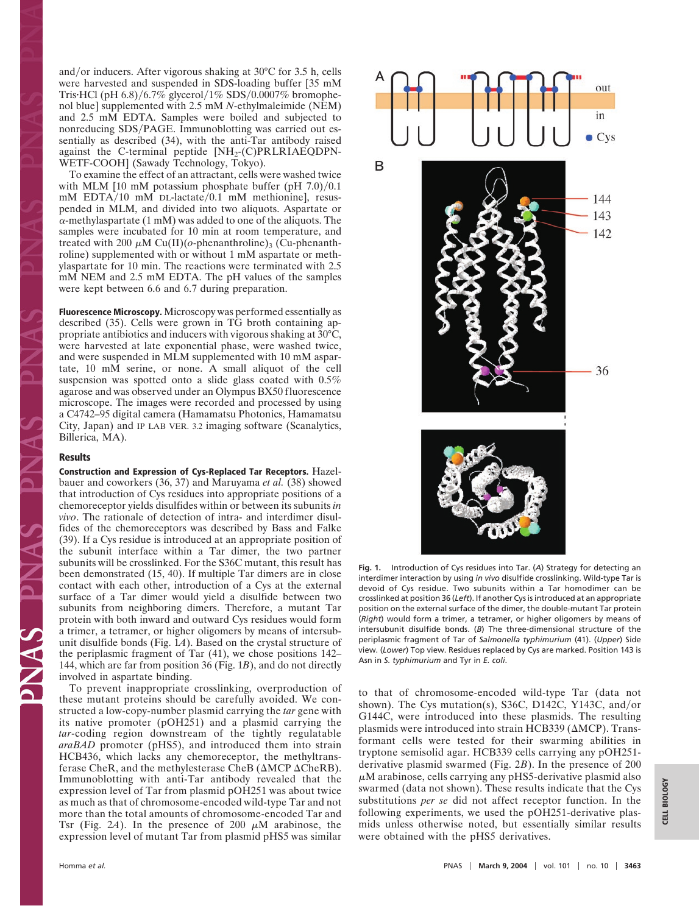and/or inducers. After vigorous shaking at 30°C for 3.5 h, cells were harvested and suspended in SDS-loading buffer [35 mM Tris·HCl (pH 6.8)/6.7% glycerol/1% SDS/0.0007% bromophenol blue] supplemented with 2.5 mM *N*-ethylmaleimide (NEM) and 2.5 mM EDTA. Samples were boiled and subjected to nonreducing SDS/PAGE. Immunoblotting was carried out essentially as described (34), with the anti-Tar antibody raised against the C-terminal peptide [$NH_2$-(C)PRLRIAEQDPNWETF-COOH] (Sawady Technology, Tokyo).

To examine the effect of an attractant, cells were washed twice with MLM [10 mM potassium phosphate buffer (pH 7.0)/0.1 mM EDTA/10 mM DL-lactate/0.1 mM methionine], resuspended in MLM, and divided into two aliquots. Aspartate or $\alpha$-methylaspartate (1 mM) was added to one of the aliquots. The samples were incubated for 10 min at room temperature, and treated with 200 $\mu$M Cu(II)(*o*-phenanthroline)$_3$ (Cu-phenanthroline) supplemented with or without 1 mM aspartate or methylaspartate for 10 min. The reactions were terminated with 2.5 mM NEM and 2.5 mM EDTA. The pH values of the samples were kept between 6.6 and 6.7 during preparation.

**Fluorescence Microscopy.** Microscopy was performed essentially as described (35). Cells were grown in TG broth containing appropriate antibiotics and inducers with vigorous shaking at 30°C, were harvested at late exponential phase, were washed twice, and were suspended in MLM supplemented with 10 mM aspartate, 10 mM serine, or none. A small aliquot of the cell suspension was spotted onto a slide glass coated with 0.5% agarose and was observed under an Olympus BX50 fluorescence microscope. The images were recorded and processed by using a C4742–95 digital camera (Hamamatsu Photonics, Hamamatsu City, Japan) and IP LAB VER. 3.2 imaging software (Scanalytics, Billerica, MA).

## Results

**Construction and Expression of Cys-Replaced Tar Receptors.** Hazelbauer and coworkers (36, 37) and Maruyama *et al.* (38) showed that introduction of Cys residues into appropriate positions of a chemoreceptor yields disulfides within or between its subunits *in vivo*. The rationale of detection of intra- and interdimer disulfides of the chemoreceptors was described by Bass and Falke (39). If a Cys residue is introduced at an appropriate position of the subunit interface within a Tar dimer, the two partner subunits will be crosslinked. For the S36C mutant, this result has been demonstrated (15, 40). If multiple Tar dimers are in close contact with each other, introduction of a Cys at the external surface of a Tar dimer would yield a disulfide between two subunits from neighboring dimers. Therefore, a mutant Tar protein with both inward and outward Cys residues would form a trimer, a tetramer, or higher oligomers by means of intersubunit disulfide bonds (Fig. 1*A*). Based on the crystal structure of the periplasmic fragment of Tar (41), we chose positions 142–144, which are far from position 36 (Fig. 1*B*), and do not directly involved in aspartate binding.

To prevent inappropriate crosslinking, overproduction of these mutant proteins should be carefully avoided. We constructed a low-copy-number plasmid carrying the *tar* gene with its native promoter (pOH251) and a plasmid carrying the *tar*-coding region downstream of the tightly regulatable *araBAD* promoter (pHS5), and introduced them into strain HCB436, which lacks any chemoreceptor, the methyltransferase CheR, and the methylesterase CheB ($\Delta$MCP $\Delta$CheRB). Immunoblotting with anti-Tar antibody revealed that the expression level of Tar from plasmid pOH251 was about twice as much as that of chromosome-encoded wild-type Tar and not more than the total amounts of chromosome-encoded Tar and Tsr (Fig. 2*A*). In the presence of 200 $\mu$M arabinose, the expression level of mutant Tar from plasmid pHS5 was similar to that of chromosome-encoded wild-type Tar (data not shown). The Cys mutation(s), S36C, D142C, Y143C, and/or G144C, were introduced into these plasmids. The resulting plasmids were introduced into strain HCB339 ($\Delta$MCP). Transformant cells were tested for their swarming abilities in tryptone semisolid agar. HCB339 cells carrying any pOH251-derivative plasmid swarmed (Fig. 2*B*). In the presence of 200 $\mu$M arabinose, cells carrying any pHS5-derivative plasmid also swarmed (data not shown). These results indicate that the Cys substitutions *per se* did not affect receptor function. In the following experiments, we used the pOH251-derivative plasmids unless otherwise noted, but essentially similar results were obtained with the pHS5 derivatives.

**Fig. 1.** Introduction of Cys residues into Tar. (*A*) Strategy for detecting an interdimer interaction by using *in vivo* disulfide crosslinking. Wild-type Tar is devoid of Cys residue. Two subunits within a Tar homodimer can be crosslinked at position 36 (*Left*). If another Cys is introduced at an appropriate position on the external surface of the dimer, the double-mutant Tar protein (*Right*) would form a trimer, a tetramer, or higher oligomers by means of intersubunit disulfide bonds. (*B*) The three-dimensional structure of the periplasmic fragment of Tar of *Salmonella typhimurium* (41). (*Upper*) Side view. (*Lower*) Top view. Residues replaced by Cys are marked. Position 143 is Asn in *S. typhimurium* and Tyr in *E. coli*.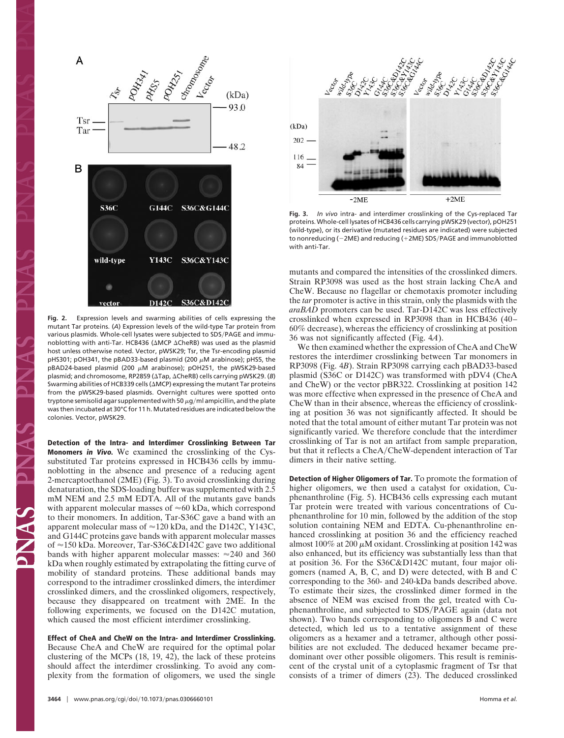**Fig. 2.** Expression levels and swarming abilities of cells expressing the mutant Tar proteins. (*A*) Expression levels of the wild-type Tar protein from various plasmids. Whole-cell lysates were subjected to SDS/PAGE and immunoblotting with anti-Tar. HCB436 (ΔMCP ΔCheRB) was used as the plasmid host unless otherwise noted. Vector, pWSK29; Tsr, the Tsr-encoding plasmid pHS301; pOH341, the pBAD33-based plasmid (200 μM arabinose); pHS5, the pBAD24-based plasmid (200 μM arabinose); pOH251, the pWSK29-based plasmid; and chromosome, RP2859 (ΔTap, ΔCheRB) cells carrying pWSK29. (*B*) Swarming abilities of HCB339 cells (ΔMCP) expressing the mutant Tar proteins from the pWSK29-based plasmids. Overnight cultures were spotted onto tryptone semisolid agar supplemented with 50 μg/ml ampicillin, and the plate was then incubated at 30°C for 11 h. Mutated residues are indicated below the colonies. Vector, pWSK29.

**Detection of the Intra- and Interdimer Crosslinking Between Tar Monomers *in Vivo*.** We examined the crosslinking of the Cys-substituted Tar proteins expressed in HCB436 cells by immunoblotting in the absence and presence of a reducing agent 2-mercaptoethanol (2ME) (Fig. 3). To avoid crosslinking during denaturation, the SDS-loading buffer was supplemented with 2.5 mM NEM and 2.5 mM EDTA. All of the mutants gave bands with apparent molecular masses of ≈60 kDa, which correspond to their monomers. In addition, Tar-S36C gave a band with an apparent molecular mass of ≈120 kDa, and the D142C, Y143C, and G144C proteins gave bands with apparent molecular masses of ≈150 kDa. Moreover, Tar-S36C&D142C gave two additional bands with higher apparent molecular masses: ≈240 and 360 kDa when roughly estimated by extrapolating the fitting curve of mobility of standard proteins. These additional bands may correspond to the intradimer crosslinked dimers, the interdimer crosslinked dimers, and the crosslinked oligomers, respectively, because they disappeared on treatment with 2ME. In the following experiments, we focused on the D142C mutation, which caused the most efficient interdimer crosslinking.

**Effect of CheA and CheW on the Intra- and Interdimer Crosslinking.** Because CheA and CheW are required for the optimal polar clustering of the MCPs (18, 19, 42), the lack of these proteins should affect the interdimer crosslinking. To avoid any complexity from the formation of oligomers, we used the single mutants and compared the intensities of the crosslinked dimers. Strain RP3098 was used as the host strain lacking CheA and CheW. Because no flagellar or chemotaxis promoter including the *tar* promoter is active in this strain, only the plasmids with the *araBAD* promoters can be used. Tar-D142C was less effectively crosslinked when expressed in RP3098 than in HCB436 (40–60% decrease), whereas the efficiency of crosslinking at position 36 was not significantly affected (Fig. 4*A*).

We then examined whether the expression of CheA and CheW restores the interdimer crosslinking between Tar monomers in RP3098 (Fig. 4*B*). Strain RP3098 carrying each pBAD33-based plasmid (S36C or D142C) was transformed with pDV4 (CheA and CheW) or the vector pBR322. Crosslinking at position 142 was more effective when expressed in the presence of CheA and CheW than in their absence, whereas the efficiency of crosslinking at position 36 was not significantly affected. It should be noted that the total amount of either mutant Tar protein was not significantly varied. We therefore conclude that the interdimer crosslinking of Tar is not an artifact from sample preparation, but that it reflects a CheA/CheW-dependent interaction of Tar dimers in their native setting.

**Fig. 3.** *In vivo* intra- and interdimer crosslinking of the Cys-replaced Tar proteins. Whole-cell lysates of HCB436 cells carrying pWSK29 (vector), pOH251 (wild-type), or its derivative (mutated residues are indicated) were subjected to nonreducing (−2ME) and reducing (+2ME) SDS/PAGE and immunoblotted with anti-Tar.

**Detection of Higher Oligomers of Tar.** To promote the formation of higher oligomers, we then used a catalyst for oxidation, Cu-phenanthroline (Fig. 5). HCB436 cells expressing each mutant Tar protein were treated with various concentrations of Cu-phenanthroline for 10 min, followed by the addition of the stop solution containing NEM and EDTA. Cu-phenanthroline enhanced crosslinking at position 36 and the efficiency reached almost 100% at 200 μM oxidant. Crosslinking at position 142 was also enhanced, but its efficiency was substantially less than that at position 36. For the S36C&D142C mutant, four major oligomers (named A, B, C, and D) were detected, with B and C corresponding to the 360- and 240-kDa bands described above. To estimate their sizes, the crosslinked dimer formed in the absence of NEM was excised from the gel, treated with Cu-phenanthroline, and subjected to SDS/PAGE again (data not shown). Two bands corresponding to oligomers B and C were detected, which led us to a tentative assignment of these oligomers as a hexamer and a tetramer, although other possibilities are not excluded. The deduced hexamer became predominant over other possible oligomers. This result is reminiscent of the crystal unit of a cytoplasmic fragment of Tsr that consists of a trimer of dimers (23). The deduced crosslinked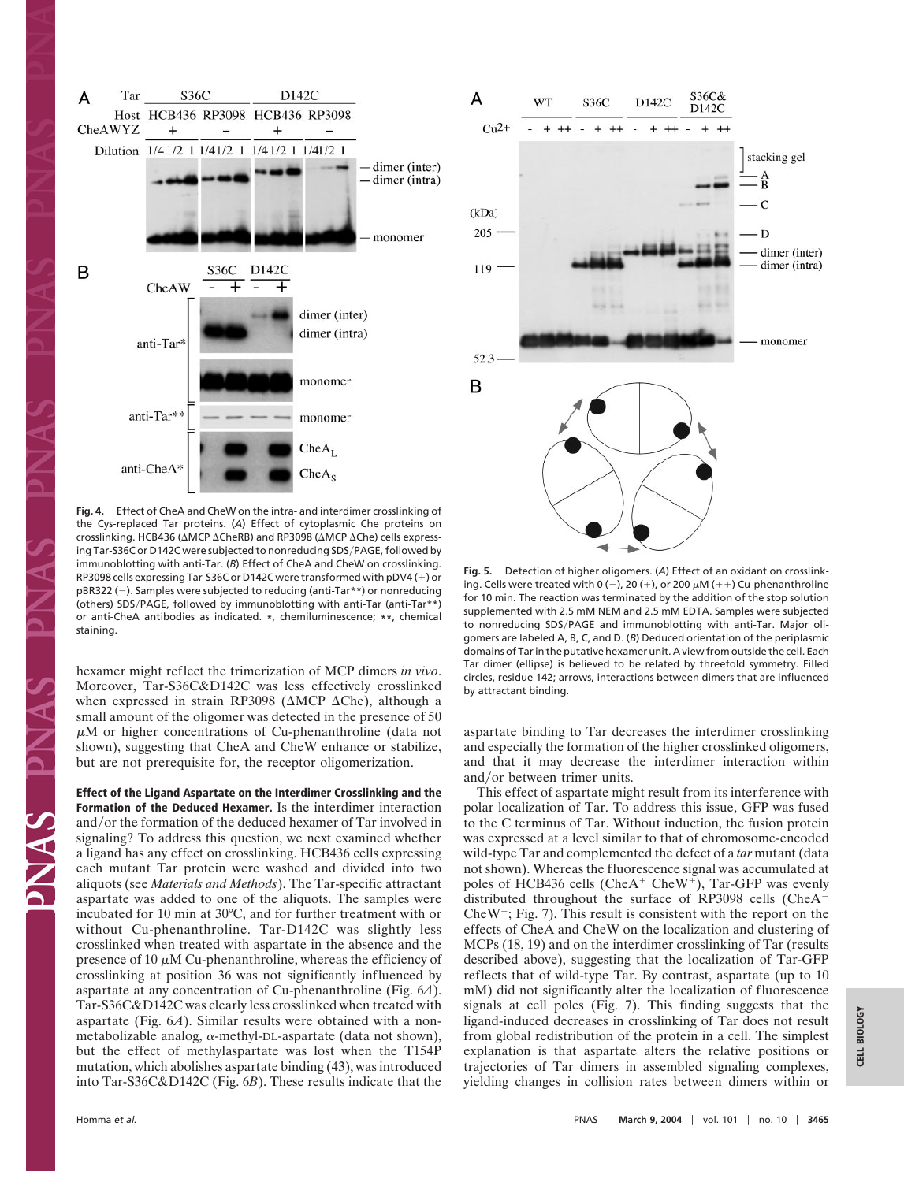**Fig. 4.** Effect of CheA and CheW on the intra- and interdimer crosslinking of the Cys-replaced Tar proteins. (*A*) Effect of cytoplasmic Che proteins on crosslinking. HCB436 (ΔMCP ΔCheRB) and RP3098 (ΔMCP ΔChe) cells expressing Tar-S36C or D142C were subjected to nonreducing SDS/PAGE, followed by immunoblotting with anti-Tar. (*B*) Effect of CheA and CheW on crosslinking. RP3098 cells expressing Tar-S36C or D142C were transformed with pDV4 (+) or pBR322 (−). Samples were subjected to reducing (anti-Tar**) or nonreducing (others) SDS/PAGE, followed by immunoblotting with anti-Tar (anti-Tar**) or anti-CheA antibodies as indicated. *, chemiluminescence; **, chemical staining.

**Fig. 5.** Detection of higher oligomers. (*A*) Effect of an oxidant on crosslinking. Cells were treated with 0 (−), 20 (+), or 200 μM (++) Cu-phenanthroline for 10 min. The reaction was terminated by the addition of the stop solution supplemented with 2.5 mM NEM and 2.5 mM EDTA. Samples were subjected to nonreducing SDS/PAGE and immunoblotting with anti-Tar. Major oligomers are labeled A, B, C, and D. (*B*) Deduced orientation of the periplasmic domains of Tar in the putative hexamer unit. A view from outside the cell. Each Tar dimer (ellipse) is believed to be related by threefold symmetry. Filled circles, residue 142; arrows, interactions between dimers that are influenced by attractant binding.

hexamer might reflect the trimerization of MCP dimers *in vivo*. Moreover, Tar-S36C&D142C was less effectively crosslinked when expressed in strain RP3098 (ΔMCP ΔChe), although a small amount of the oligomer was detected in the presence of 50 μM or higher concentrations of Cu-phenanthroline (data not shown), suggesting that CheA and CheW enhance or stabilize, but are not prerequisite for, the receptor oligomerization.

**Effect of the Ligand Aspartate on the Interdimer Crosslinking and the Formation of the Deduced Hexamer.** Is the interdimer interaction and/or the formation of the deduced hexamer of Tar involved in signaling? To address this question, we next examined whether a ligand has any effect on crosslinking. HCB436 cells expressing each mutant Tar protein were washed and divided into two aliquots (see *Materials and Methods*). The Tar-specific attractant aspartate was added to one of the aliquots. The samples were incubated for 10 min at 30°C, and for further treatment with or without Cu-phenanthroline. Tar-D142C was slightly less crosslinked when treated with aspartate in the absence and the presence of 10 μM Cu-phenanthroline, whereas the efficiency of crosslinking at position 36 was not significantly influenced by aspartate at any concentration of Cu-phenanthroline (Fig. 6*A*). Tar-S36C&D142C was clearly less crosslinked when treated with aspartate (Fig. 6*A*). Similar results were obtained with a nonmetabolizable analog, α-methyl-DL-aspartate (data not shown), but the effect of methylaspartate was lost when the T154P mutation, which abolishes aspartate binding (43), was introduced into Tar-S36C&D142C (Fig. 6*B*). These results indicate that the aspartate binding to Tar decreases the interdimer crosslinking and especially the formation of the higher crosslinked oligomers, and that it may decrease the interdimer interaction within and/or between trimer units.

This effect of aspartate might result from its interference with polar localization of Tar. To address this issue, GFP was fused to the C terminus of Tar. Without induction, the fusion protein was expressed at a level similar to that of chromosome-encoded wild-type Tar and complemented the defect of a *tar* mutant (data not shown). Whereas the fluorescence signal was accumulated at poles of HCB436 cells ($CheA^+$ $CheW^+$), Tar-GFP was evenly distributed throughout the surface of RP3098 cells ($CheA^-$ $CheW^-$; Fig. 7). This result is consistent with the report on the effects of CheA and CheW on the localization and clustering of MCPs (18, 19) and on the interdimer crosslinking of Tar (results described above), suggesting that the localization of Tar-GFP reflects that of wild-type Tar. By contrast, aspartate (up to 10 mM) did not significantly alter the localization of fluorescence signals at cell poles (Fig. 7). This finding suggests that the ligand-induced decreases in crosslinking of Tar does not result from global redistribution of the protein in a cell. The simplest explanation is that aspartate alters the relative positions or trajectories of Tar dimers in assembled signaling complexes, yielding changes in collision rates between dimers within or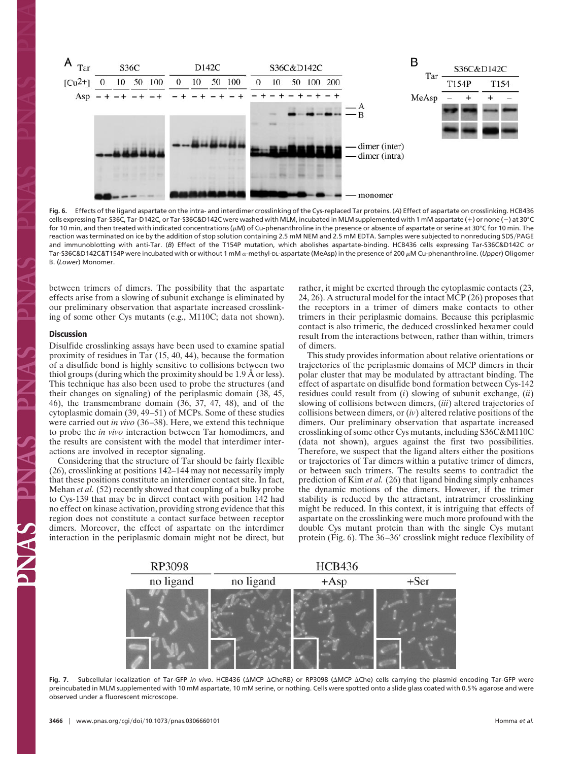Fig. 6. Effects of the ligand aspartate on the intra- and interdimer crosslinking of the Cys-replaced Tar proteins. (*A*) Effect of aspartate on crosslinking. HCB436 cells expressing Tar-S36C, Tar-D142C, or Tar-S36C&D142C were washed with MLM, incubated in MLM supplemented with 1 mM aspartate (+) or none (−) at 30°C for 10 min, and then treated with indicated concentrations (μM) of Cu-phenanthroline in the presence or absence of aspartate or serine at 30°C for 10 min. The reaction was terminated on ice by the addition of stop solution containing 2.5 mM NEM and 2.5 mM EDTA. Samples were subjected to nonreducing SDS/PAGE and immunoblotting with anti-Tar. (*B*) Effect of the T154P mutation, which abolishes aspartate-binding. HCB436 cells expressing Tar-S36C&D142C or Tar-S36C&D142C&T154P were incubated with or without 1 mM α-methyl-DL-aspartate (MeAsp) in the presence of 200 μM Cu-phenanthroline. (*Upper*) Oligomer B. (*Lower*) Monomer.

between trimers of dimers. The possibility that the aspartate effects arise from a slowing of subunit exchange is eliminated by our preliminary observation that aspartate increased crosslinking of some other Cys mutants (e.g., M110C; data not shown).

## Discussion

Disulfide crosslinking assays have been used to examine spatial proximity of residues in Tar (15, 40, 44), because the formation of a disulfide bond is highly sensitive to collisions between two thiol groups (during which the proximity should be 1.9 Å or less). This technique has also been used to probe the structures (and their changes on signaling) of the periplasmic domain (38, 45, 46), the transmembrane domain (36, 37, 47, 48), and of the cytoplasmic domain (39, 49–51) of MCPs. Some of these studies were carried out *in vivo* (36–38). Here, we extend this technique to probe the *in vivo* interaction between Tar homodimers, and the results are consistent with the model that interdimer interactions are involved in receptor signaling.

Considering that the structure of Tar should be fairly flexible (26), crosslinking at positions 142–144 may not necessarily imply that these positions constitute an interdimer contact site. In fact, Mehan *et al.* (52) recently showed that coupling of a bulky probe to Cys-139 that may be in direct contact with position 142 had no effect on kinase activation, providing strong evidence that this region does not constitute a contact surface between receptor dimers. Moreover, the effect of aspartate on the interdimer interaction in the periplasmic domain might not be direct, but rather, it might be exerted through the cytoplasmic contacts (23, 24, 26). A structural model for the intact MCP (26) proposes that the receptors in a trimer of dimers make contacts to other trimers in their periplasmic domains. Because this periplasmic contact is also trimeric, the deduced crosslinked hexamer could result from the interactions between, rather than within, trimers of dimers.

This study provides information about relative orientations or trajectories of the periplasmic domains of MCP dimers in their polar cluster that may be modulated by attractant binding. The effect of aspartate on disulfide bond formation between Cys-142 residues could result from (*i*) slowing of subunit exchange, (*ii*) slowing of collisions between dimers, (*iii*) altered trajectories of collisions between dimers, or (*iv*) altered relative positions of the dimers. Our preliminary observation that aspartate increased crosslinking of some other Cys mutants, including S36C&M110C (data not shown), argues against the first two possibilities. Therefore, we suspect that the ligand alters either the positions or trajectories of Tar dimers within a putative trimer of dimers, or between such trimers. The results seems to contradict the prediction of Kim *et al.* (26) that ligand binding simply enhances the dynamic motions of the dimers. However, if the trimer stability is reduced by the attractant, intratrimer crosslinking might be reduced. In this context, it is intriguing that effects of aspartate on the crosslinking were much more profound with the double Cys mutant protein than with the single Cys mutant protein (Fig. 6). The 36–36′ crosslink might reduce flexibility of

Fig. 7. Subcellular localization of Tar-GFP *in vivo*. HCB436 (ΔMCP ΔCheRB) or RP3098 (ΔMCP ΔChe) cells carrying the plasmid encoding Tar-GFP were preincubated in MLM supplemented with 10 mM aspartate, 10 mM serine, or nothing. Cells were spotted onto a slide glass coated with 0.5% agarose and were observed under a fluorescent microscope.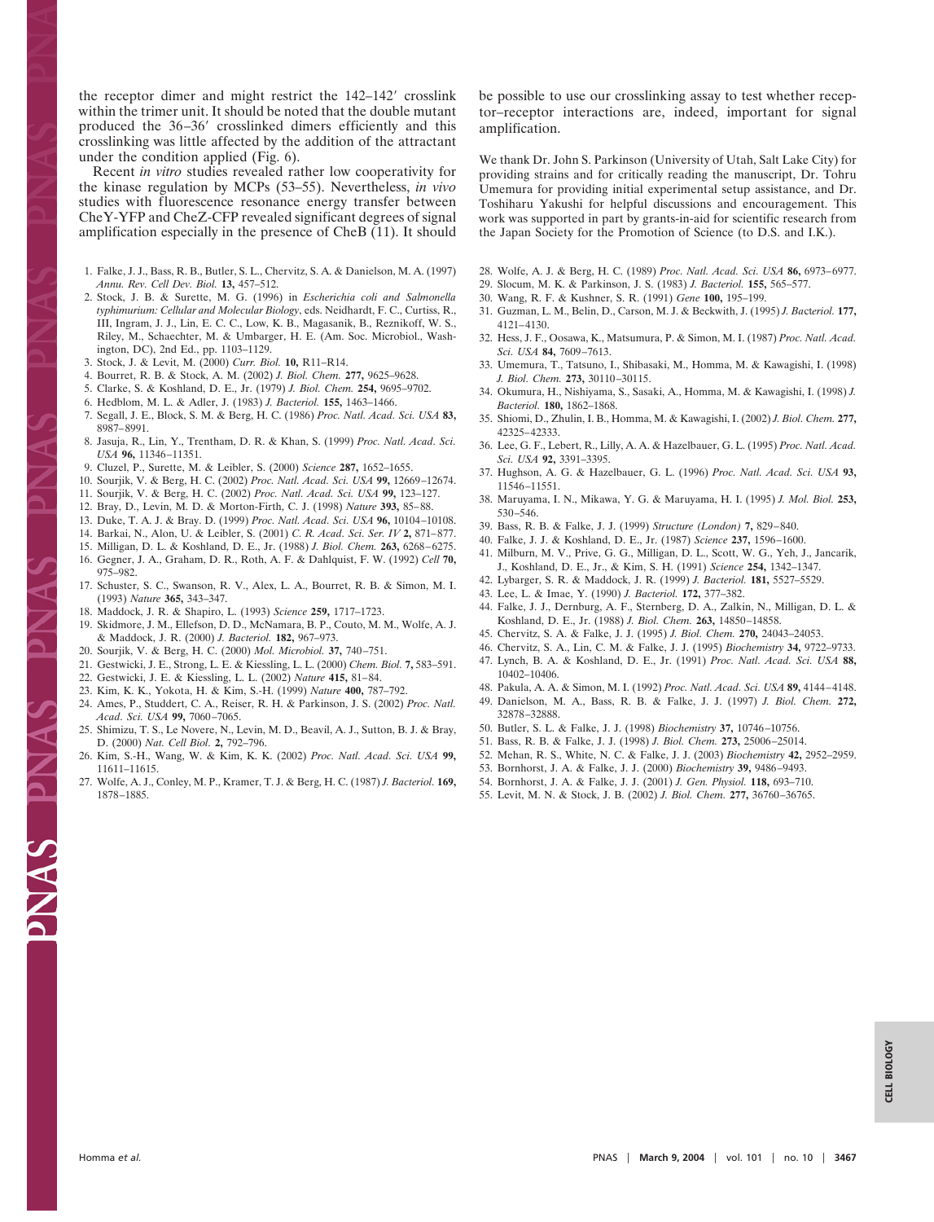the receptor dimer and might restrict the 142–142′ crosslink within the trimer unit. It should be noted that the double mutant produced the 36–36′ crosslinked dimers efficiently and this crosslinking was little affected by the addition of the attractant under the condition applied (Fig. 6).

Recent *in vitro* studies revealed rather low cooperativity for the kinase regulation by MCPs (53–55). Nevertheless, *in vivo* studies with fluorescence resonance energy transfer between CheY-YFP and CheZ-CFP revealed significant degrees of signal amplification especially in the presence of CheB (11). It should be possible to use our crosslinking assay to test whether receptor–receptor interactions are, indeed, important for signal amplification.

We thank Dr. John S. Parkinson (University of Utah, Salt Lake City) for providing strains and for critically reading the manuscript, Dr. Tohru Umemura for providing initial experimental setup assistance, and Dr. Toshiharu Yakushi for helpful discussions and encouragement. This work was supported in part by grants-in-aid for scientific research from the Japan Society for the Promotion of Science (to D.S. and I.K.).

1. Falke, J. J., Bass, R. B., Butler, S. L., Chervitz, S. A. & Danielson, M. A. (1997) *Annu. Rev. Cell Dev. Biol.* **13,** 457–512.
2. Stock, J. B. & Surette, M. G. (1996) in *Escherichia coli and Salmonella typhimurium: Cellular and Molecular Biology*, eds. Neidhardt, F. C., Curtiss, R., III, Ingram, J. J., Lin, E. C. C., Low, K. B., Magasanik, B., Reznikoff, W. S., Riley, M., Schaechter, M. & Umbarger, H. E. (Am. Soc. Microbiol., Washington, DC), 2nd Ed., pp. 1103–1129.
3. Stock, J. & Levit, M. (2000) *Curr. Biol.* **10,** R11–R14.
4. Bourret, R. B. & Stock, A. M. (2002) *J. Biol. Chem.* **277,** 9625–9628.
5. Clarke, S. & Koshland, D. E., Jr. (1979) *J. Biol. Chem.* **254,** 9695–9702.
6. Hedblom, M. L. & Adler, J. (1983) *J. Bacteriol.* **155,** 1463–1466.
7. Segall, J. E., Block, S. M. & Berg, H. C. (1986) *Proc. Natl. Acad. Sci. USA* **83,** 8987–8991.
8. Jasuja, R., Lin, Y., Trentham, D. R. & Khan, S. (1999) *Proc. Natl. Acad. Sci. USA* **96,** 11346–11351.
9. Cluzel, P., Surette, M. & Leibler, S. (2000) *Science* **287,** 1652–1655.
10. Sourjik, V. & Berg, H. C. (2002) *Proc. Natl. Acad. Sci. USA* **99,** 12669–12674.
11. Sourjik, V. & Berg, H. C. (2002) *Proc. Natl. Acad. Sci. USA* **99,** 123–127.
12. Bray, D., Levin, M. D. & Morton-Firth, C. J. (1998) *Nature* **393,** 85–88.
13. Duke, T. A. J. & Bray. D. (1999) *Proc. Natl. Acad. Sci. USA* **96,** 10104–10108.
14. Barkai, N., Alon, U. & Leibler, S. (2001) *C. R. Acad. Sci. Ser. IV* **2,** 871–877.
15. Milligan, D. L. & Koshland, D. E., Jr. (1988) *J. Biol. Chem.* **263,** 6268–6275.
16. Gegner, J. A., Graham, D. R., Roth, A. F. & Dahlquist, F. W. (1992) *Cell* **70,** 975–982.
17. Schuster, S. C., Swanson, R. V., Alex, L. A., Bourret, R. B. & Simon, M. I. (1993) *Nature* **365,** 343–347.
18. Maddock, J. R. & Shapiro, L. (1993) *Science* **259,** 1717–1723.
19. Skidmore, J. M., Ellefson, D. D., McNamara, B. P., Couto, M. M., Wolfe, A. J. & Maddock, J. R. (2000) *J. Bacteriol.* **182,** 967–973.
20. Sourjik, V. & Berg, H. C. (2000) *Mol. Microbiol.* **37,** 740–751.
21. Gestwicki, J. E., Strong, L. E. & Kiessling, L. L. (2000) *Chem. Biol.* **7,** 583–591.
22. Gestwicki, J. E. & Kiessling, L. L. (2002) *Nature* **415,** 81–84.
23. Kim, K. K., Yokota, H. & Kim, S.-H. (1999) *Nature* **400,** 787–792.
24. Ames, P., Studdert, C. A., Reiser, R. H. & Parkinson, J. S. (2002) *Proc. Natl. Acad. Sci. USA* **99,** 7060–7065.
25. Shimizu, T. S., Le Novere, N., Levin, M. D., Beavil, A. J., Sutton, B. J. & Bray, D. (2000) *Nat. Cell Biol.* **2,** 792–796.
26. Kim, S.-H., Wang, W. & Kim, K. K. (2002) *Proc. Natl. Acad. Sci. USA* **99,** 11611–11615.
27. Wolfe, A. J., Conley, M. P., Kramer, T. J. & Berg, H. C. (1987) *J. Bacteriol.* **169,** 1878–1885.
28. Wolfe, A. J. & Berg, H. C. (1989) *Proc. Natl. Acad. Sci. USA* **86,** 6973–6977.
29. Slocum, M. K. & Parkinson, J. S. (1983) *J. Bacteriol.* **155,** 565–577.
30. Wang, R. F. & Kushner, S. R. (1991) *Gene* **100,** 195–199.
31. Guzman, L. M., Belin, D., Carson, M. J. & Beckwith, J. (1995) *J. Bacteriol.* **177,** 4121–4130.
32. Hess, J. F., Oosawa, K., Matsumura, P. & Simon, M. I. (1987) *Proc. Natl. Acad. Sci. USA* **84,** 7609–7613.
33. Umemura, T., Tatsuno, I., Shibasaki, M., Homma, M. & Kawagishi, I. (1998) *J. Biol. Chem.* **273,** 30110–30115.
34. Okumura, H., Nishiyama, S., Sasaki, A., Homma, M. & Kawagishi, I. (1998) *J. Bacteriol.* **180,** 1862–1868.
35. Shiomi, D., Zhulin, I. B., Homma, M. & Kawagishi, I. (2002) *J. Biol. Chem.* **277,** 42325–42333.
36. Lee, G. F., Lebert, R., Lilly, A. A. & Hazelbauer, G. L. (1995) *Proc. Natl. Acad. Sci. USA* **92,** 3391–3395.
37. Hughson, A. G. & Hazelbauer, G. L. (1996) *Proc. Natl. Acad. Sci. USA* **93,** 11546–11551.
38. Maruyama, I. N., Mikawa, Y. G. & Maruyama, H. I. (1995) *J. Mol. Biol.* **253,** 530–546.
39. Bass, R. B. & Falke, J. J. (1999) *Structure (London)* **7,** 829–840.
40. Falke, J. J. & Koshland, D. E., Jr. (1987) *Science* **237,** 1596–1600.
41. Milburn, M. V., Prive, G. G., Milligan, D. L., Scott, W. G., Yeh, J., Jancarik, J., Koshland, D. E., Jr., & Kim, S. H. (1991) *Science* **254,** 1342–1347.
42. Lybarger, S. R. & Maddock, J. R. (1999) *J. Bacteriol.* **181,** 5527–5529.
43. Lee, L. & Imae, Y. (1990) *J. Bacteriol.* **172,** 377–382.
44. Falke, J. J., Dernburg, A. F., Sternberg, D. A., Zalkin, N., Milligan, D. L. & Koshland, D. E., Jr. (1988) *J. Biol. Chem.* **263,** 14850–14858.
45. Chervitz, S. A. & Falke, J. J. (1995) *J. Biol. Chem.* **270,** 24043–24053.
46. Chervitz, S. A., Lin, C. M. & Falke, J. J. (1995) *Biochemistry* **34,** 9722–9733.
47. Lynch, B. A. & Koshland, D. E., Jr. (1991) *Proc. Natl. Acad. Sci. USA* **88,** 10402–10406.
48. Pakula, A. A. & Simon, M. I. (1992) *Proc. Natl. Acad. Sci. USA* **89,** 4144–4148.
49. Danielson, M. A., Bass, R. B. & Falke, J. J. (1997) *J. Biol. Chem.* **272,** 32878–32888.
50. Butler, S. L. & Falke, J. J. (1998) *Biochemistry* **37,** 10746–10756.
51. Bass, R. B. & Falke, J. J. (1998) *J. Biol. Chem.* **273,** 25006–25014.
52. Mehan, R. S., White, N. C. & Falke, J. J. (2003) *Biochemistry* **42,** 2952–2959.
53. Bornhorst, J. A. & Falke, J. J. (2000) *Biochemistry* **39,** 9486–9493.
54. Bornhorst, J. A. & Falke, J. J. (2001) *J. Gen. Physiol.* **118,** 693–710.
55. Levit, M. N. & Stock, J. B. (2002) *J. Biol. Chem.* **277,** 36760–36765.